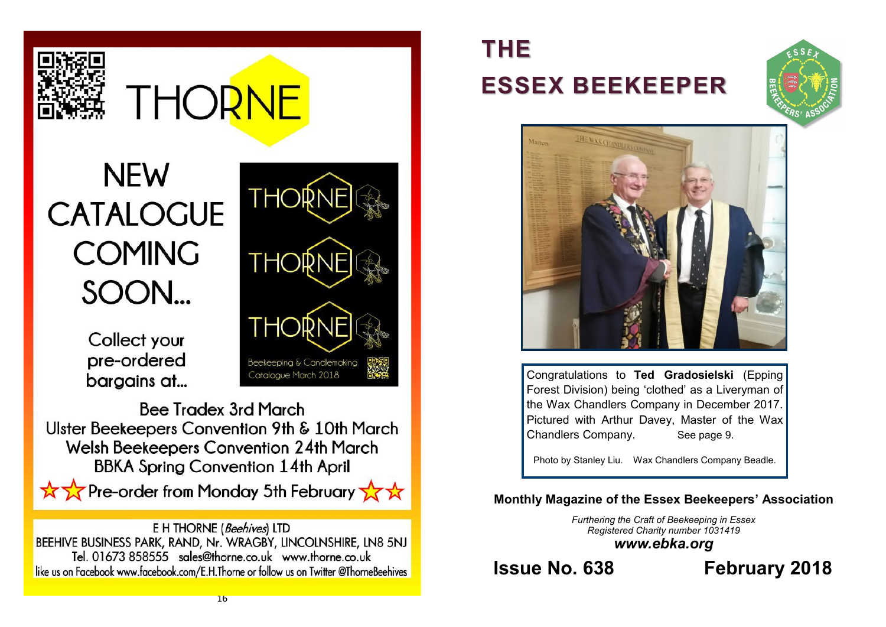# THORNE

## NEW CATALOGUE COMING SOON...

THORNE

THORNE

THORNE

Beekeeping & Candlemaking Catalogue March 2018

Collect your pre-ordered bargains at...

Bee Tradex 3rd March
Ulster Beekeepers Convention 9th & 10th March
Welsh Beekeepers Convention 24th March
BBKA Spring Convention 14th April

☆☆ Pre-order from Monday 5th February ☆☆

E H THORNE (*Beehives*) LTD
BEEHIVE BUSINESS PARK, RAND, Nr. WRAGBY, LINCOLNSHIRE, LN8 5NJ
Tel. 01673 858555 sales@thorne.co.uk www.thorne.co.uk
like us on Facebook www.facebook.com/E.H.Thorne or follow us on Twitter @ThorneBeehives

# THE ESSEX BEEKEEPER

ESSEX BEEKEEPERS' ASSOCIATION

Congratulations to **Ted Gradosielski** (Epping Forest Division) being 'clothed' as a Liveryman of the Wax Chandlers Company in December 2017. Pictured with Arthur Davey, Master of the Wax Chandlers Company. See page 9.

Photo by Stanley Liu. Wax Chandlers Company Beadle.

**Monthly Magazine of the Essex Beekeepers' Association**

*Furthering the Craft of Beekeeping in Essex*
*Registered Charity number 1031419*
***www.ebka.org***

**Issue No. 638** **February 2018**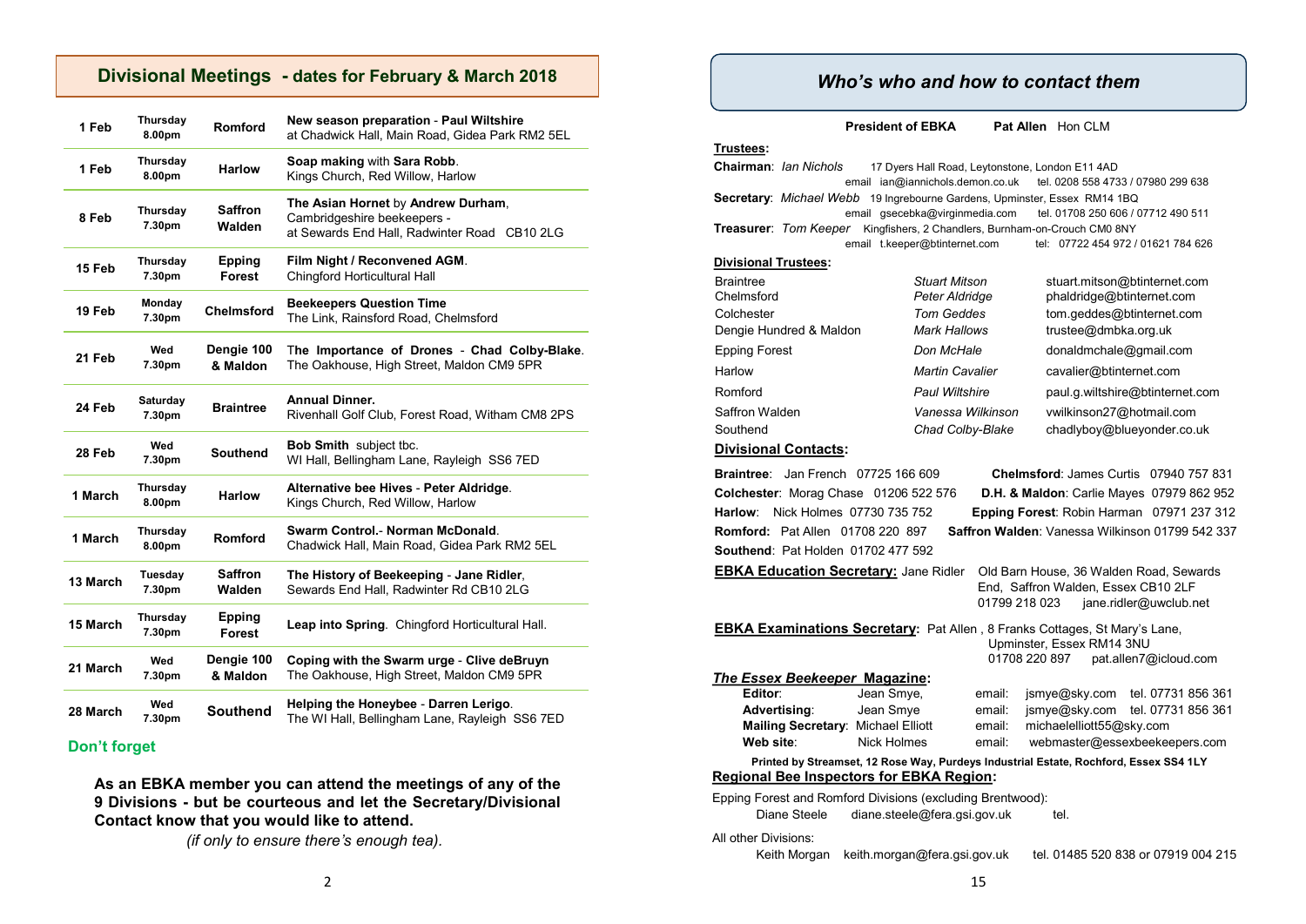## Divisional Meetings - dates for February & March 2018

| | | | |
|---|---|---|---|
| 1 Feb | Thursday 8.00pm | Romford | **New season preparation - Paul Wiltshire** at Chadwick Hall, Main Road, Gidea Park RM2 5EL |
| 1 Feb | Thursday 8.00pm | Harlow | **Soap making** with **Sara Robb**. Kings Church, Red Willow, Harlow |
| 8 Feb | Thursday 7.30pm | Saffron Walden | **The Asian Hornet** by **Andrew Durham**, Cambridgeshire beekeepers - at Sewards End Hall, Radwinter Road CB10 2LG |
| 15 Feb | Thursday 7.30pm | Epping Forest | **Film Night / Reconvened AGM**. Chingford Horticultural Hall |
| 19 Feb | Monday 7.30pm | Chelmsford | **Beekeepers Question Time** The Link, Rainsford Road, Chelmsford |
| 21 Feb | Wed 7.30pm | Dengie 100 & Maldon | The **Importance of Drones - Chad Colby-Blake**. The Oakhouse, High Street, Maldon CM9 5PR |
| 24 Feb | Saturday 7.30pm | Braintree | **Annual Dinner.** Rivenhall Golf Club, Forest Road, Witham CM8 2PS |
| 28 Feb | Wed 7.30pm | Southend | **Bob Smith** subject tbc. WI Hall, Bellingham Lane, Rayleigh SS6 7ED |
| 1 March | Thursday 8.00pm | Harlow | **Alternative bee Hives - Peter Aldridge**. Kings Church, Red Willow, Harlow |
| 1 March | Thursday 8.00pm | Romford | **Swarm Control.- Norman McDonald**. Chadwick Hall, Main Road, Gidea Park RM2 5EL |
| 13 March | Tuesday 7.30pm | Saffron Walden | **The History of Beekeeping - Jane Ridler**, Sewards End Hall, Radwinter Rd CB10 2LG |
| 15 March | Thursday 7.30pm | Epping Forest | **Leap into Spring**. Chingford Horticultural Hall. |
| 21 March | Wed 7.30pm | Dengie 100 & Maldon | **Coping with the Swarm urge - Clive deBruyn** The Oakhouse, High Street, Maldon CM9 5PR |
| 28 March | Wed 7.30pm | Southend | **Helping the Honeybee - Darren Lerigo**. The WI Hall, Bellingham Lane, Rayleigh SS6 7ED |

**Don't forget**

**As an EBKA member you can attend the meetings of any of the 9 Divisions - but be courteous and let the Secretary/Divisional Contact know that you would like to attend.**

*(if only to ensure there's enough tea).*

## *Who's who and how to contact them*

**President of EBKA** **Pat Allen** Hon CLM

**Trustees:**

**Chairman**: *Ian Nichols* 17 Dyers Hall Road, Leytonstone, London E11 4AD
email ian@iannichols.demon.co.uk tel. 0208 558 4733 / 07980 299 638

**Secretary**: *Michael Webb* 19 Ingrebourne Gardens, Upminster, Essex RM14 1BQ
email gsecebka@virginmedia.com tel. 01708 250 606 / 07712 490 511

**Treasurer**: *Tom Keeper* Kingfishers, 2 Chandlers, Burnham-on-Crouch CM0 8NY
email t.keeper@btinternet.com tel: 07722 454 972 / 01621 784 626

**Divisional Trustees:**

| | | |
|---|---|---|
| Braintree | *Stuart Mitson* | stuart.mitson@btinternet.com |
| Chelmsford | *Peter Aldridge* | phaldridge@btinternet.com |
| Colchester | *Tom Geddes* | tom.geddes@btinternet.com |
| Dengie Hundred & Maldon | *Mark Hallows* | trustee@dmbka.org.uk |
| Epping Forest | *Don McHale* | donaldmchale@gmail.com |
| Harlow | *Martin Cavalier* | cavalier@btinternet.com |
| Romford | *Paul Wiltshire* | paul.g.wiltshire@btinternet.com |
| Saffron Walden | *Vanessa Wilkinson* | vwilkinson27@hotmail.com |
| Southend | *Chad Colby-Blake* | chadlyboy@blueyonder.co.uk |

**Divisional Contacts:**

**Braintree**: Jan French 07725 166 609
**Chelmsford**: James Curtis 07940 757 831
**Colchester**: Morag Chase 01206 522 576
**D.H. & Maldon**: Carlie Mayes 07979 862 952
**Harlow**: Nick Holmes 07730 735 752
**Epping Forest**: Robin Harman 07971 237 312
**Romford:** Pat Allen 01708 220 897
**Saffron Walden**: Vanessa Wilkinson 01799 542 337
**Southend**: Pat Holden 01702 477 592

**EBKA Education Secretary:** Jane Ridler Old Barn House, 36 Walden Road, Sewards End, Saffron Walden, Essex CB10 2LF
01799 218 023 jane.ridler@uwclub.net

**EBKA Examinations Secretary:** Pat Allen , 8 Franks Cottages, St Mary's Lane, Upminster, Essex RM14 3NU
01708 220 897 pat.allen7@icloud.com

***The Essex Beekeeper* Magazine:**

| | | | |
|---|---|---|---|
| **Editor**: | Jean Smye, | email: | jsmye@sky.com tel. 07731 856 361 |
| **Advertising**: | Jean Smye | email: | jsmye@sky.com tel. 07731 856 361 |
| **Mailing Secretary**: | Michael Elliott | email: | michaelelliott55@sky.com |
| **Web site**: | Nick Holmes | email: | webmaster@essexbeekeepers.com |

**Printed by Streamset, 12 Rose Way, Purdeys Industrial Estate, Rochford, Essex SS4 1LY**

**Regional Bee Inspectors for EBKA Region:**

Epping Forest and Romford Divisions (excluding Brentwood):
Diane Steele diane.steele@fera.gsi.gov.uk tel.

All other Divisions:
Keith Morgan keith.morgan@fera.gsi.gov.uk tel. 01485 520 838 or 07919 004 215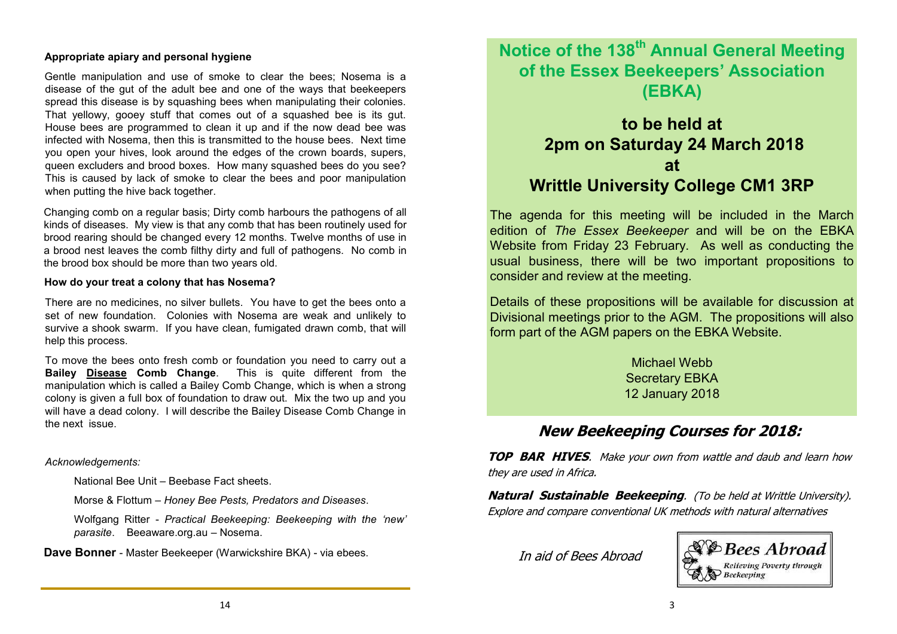### Appropriate apiary and personal hygiene

Gentle manipulation and use of smoke to clear the bees; Nosema is a disease of the gut of the adult bee and one of the ways that beekeepers spread this disease is by squashing bees when manipulating their colonies. That yellowy, gooey stuff that comes out of a squashed bee is its gut. House bees are programmed to clean it up and if the now dead bee was infected with Nosema, then this is transmitted to the house bees. Next time you open your hives, look around the edges of the crown boards, supers, queen excluders and brood boxes. How many squashed bees do you see? This is caused by lack of smoke to clear the bees and poor manipulation when putting the hive back together.

Changing comb on a regular basis; Dirty comb harbours the pathogens of all kinds of diseases. My view is that any comb that has been routinely used for brood rearing should be changed every 12 months. Twelve months of use in a brood nest leaves the comb filthy dirty and full of pathogens. No comb in the brood box should be more than two years old.

### How do your treat a colony that has Nosema?

There are no medicines, no silver bullets. You have to get the bees onto a set of new foundation. Colonies with Nosema are weak and unlikely to survive a shook swarm. If you have clean, fumigated drawn comb, that will help this process.

To move the bees onto fresh comb or foundation you need to carry out a **Bailey <u>Disease</u> Comb Change**. This is quite different from the manipulation which is called a Bailey Comb Change, which is when a strong colony is given a full box of foundation to draw out. Mix the two up and you will have a dead colony. I will describe the Bailey Disease Comb Change in the next issue.

*Acknowledgements:*

National Bee Unit – Beebase Fact sheets.

Morse & Flottum – *Honey Bee Pests, Predators and Diseases*.

Wolfgang Ritter - *Practical Beekeeping: Beekeeping with the 'new' parasite*. Beeaware.org.au – Nosema.

**Dave Bonner** - Master Beekeeper (Warwickshire BKA) - via ebees.

# Notice of the 138th Annual General Meeting of the Essex Beekeepers' Association (EBKA)

## to be held at 2pm on Saturday 24 March 2018 at Writtle University College CM1 3RP

The agenda for this meeting will be included in the March edition of *The Essex Beekeeper* and will be on the EBKA Website from Friday 23 February. As well as conducting the usual business, there will be two important propositions to consider and review at the meeting.

Details of these propositions will be available for discussion at Divisional meetings prior to the AGM. The propositions will also form part of the AGM papers on the EBKA Website.

Michael Webb
Secretary EBKA
12 January 2018

## New Beekeeping Courses for 2018:

***TOP BAR HIVES***. *Make your own from wattle and daub and learn how they are used in Africa.*

***Natural Sustainable Beekeeping***. *(To be held at Writtle University). Explore and compare conventional UK methods with natural alternatives*

*In aid of Bees Abroad*

Bees Abroad – Relieving Poverty through Beekeeping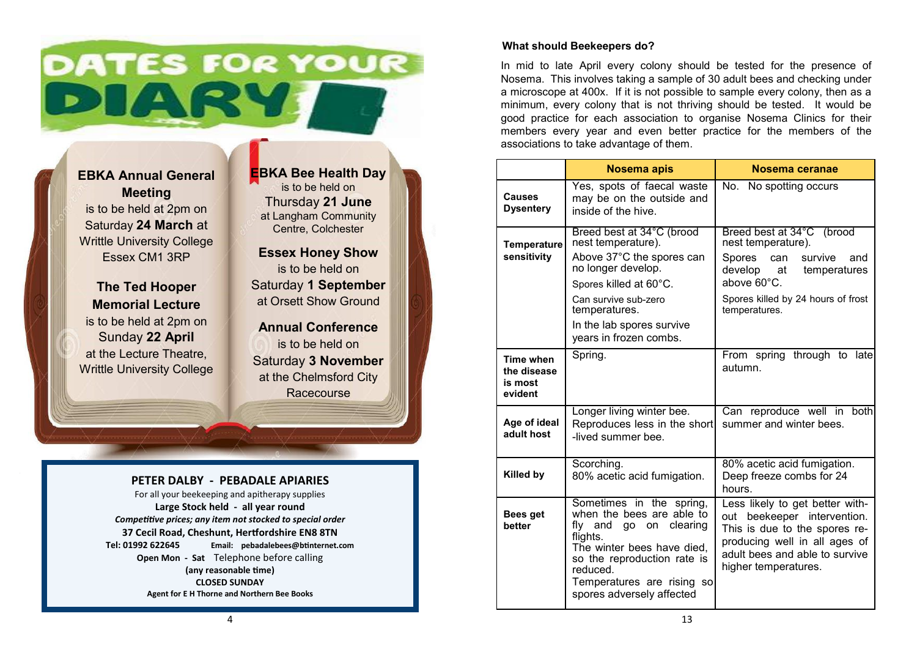# DATES FOR YOUR DIARY

**EBKA Annual General Meeting**
is to be held at 2pm on Saturday **24 March** at Writtle University College Essex CM1 3RP

**The Ted Hooper Memorial Lecture**
is to be held at 2pm on Sunday **22 April** at the Lecture Theatre, Writtle University College

**EBKA Bee Health Day**
is to be held on Thursday **21 June** at Langham Community Centre, Colchester

**Essex Honey Show**
is to be held on Saturday **1 September** at Orsett Show Ground

**Annual Conference**
is to be held on Saturday **3 November** at the Chelmsford City Racecourse

**PETER DALBY - PEBADALE APIARIES**

For all your beekeeping and apitherapy supplies

**Large Stock held - all year round**

***Competitive prices; any item not stocked to special order***

**37 Cecil Road, Cheshunt, Hertfordshire EN8 8TN**

**Tel: 01992 622645** **Email: pebadalebees@btinternet.com**

**Open Mon - Sat** Telephone before calling

**(any reasonable time)**

**CLOSED SUNDAY**

**Agent for E H Thorne and Northern Bee Books**

**What should Beekeepers do?**

In mid to late April every colony should be tested for the presence of Nosema. This involves taking a sample of 30 adult bees and checking under a microscope at 400x. If it is not possible to sample every colony, then as a minimum, every colony that is not thriving should be tested. It would be good practice for each association to organise Nosema Clinics for their members every year and even better practice for the members of the associations to take advantage of them.

| | Nosema apis | Nosema ceranae |
|---|---|---|
| **Causes Dysentery** | Yes, spots of faecal waste may be on the outside and inside of the hive. | No. No spotting occurs |
| **Temperature sensitivity** | Breed best at 34°C (brood nest temperature). Above 37°C the spores can no longer develop. Spores killed at 60°C. Can survive sub-zero temperatures. In the lab spores survive years in frozen combs. | Breed best at 34°C (brood nest temperature). Spores can survive and develop at temperatures above 60°C. Spores killed by 24 hours of frost temperatures. |
| **Time when the disease is most evident** | Spring. | From spring through to late autumn. |
| **Age of ideal adult host** | Longer living winter bee. Reproduces less in the short-lived summer bee. | Can reproduce well in both summer and winter bees. |
| **Killed by** | Scorching. 80% acetic acid fumigation. | 80% acetic acid fumigation. Deep freeze combs for 24 hours. |
| **Bees get better** | Sometimes in the spring, when the bees are able to fly and go on clearing flights. The winter bees have died, so the reproduction rate is reduced. Temperatures are rising so spores adversely affected | Less likely to get better without beekeeper intervention. This is due to the spores reproducing well in all ages of adult bees and able to survive higher temperatures. |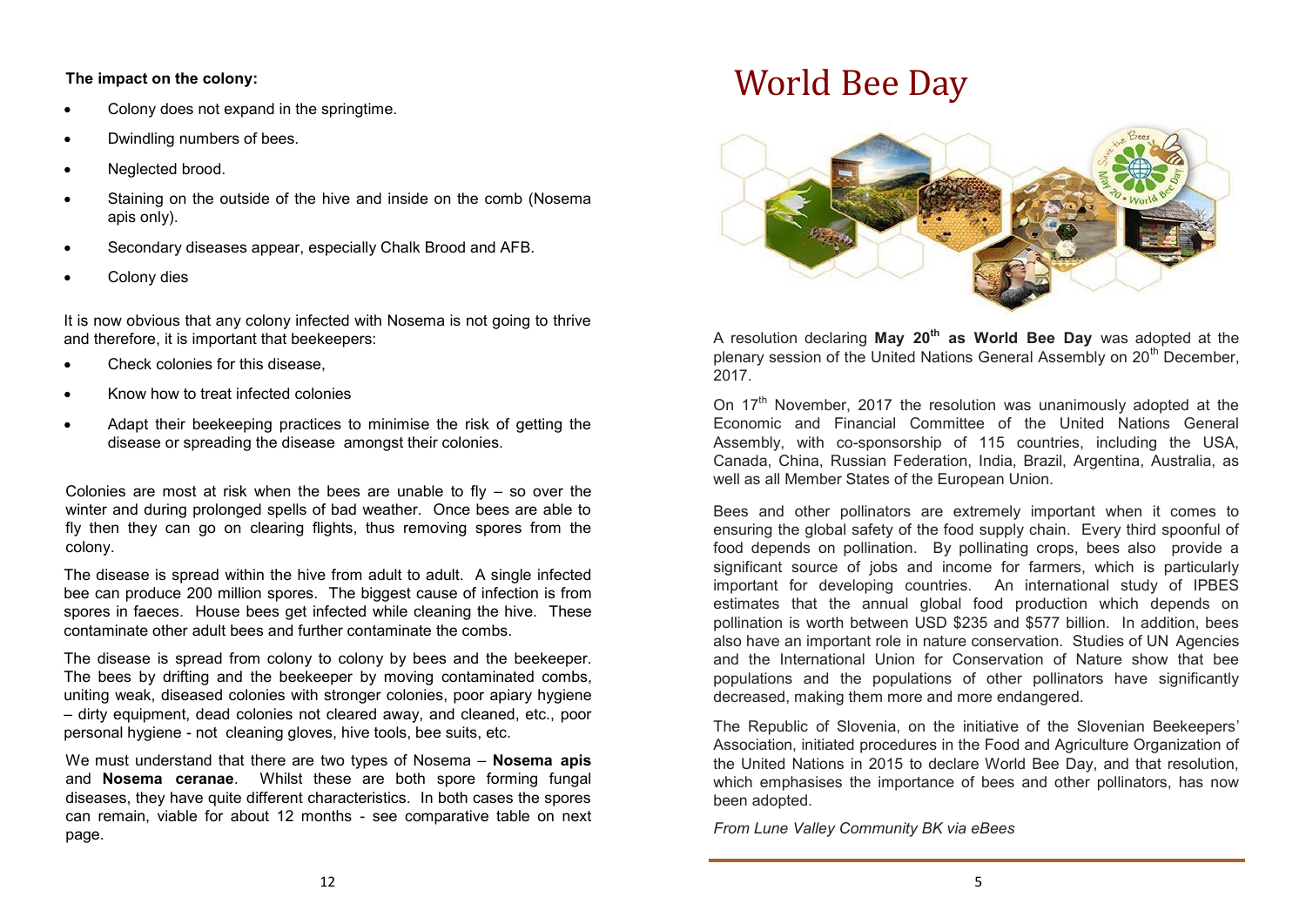**The impact on the colony:**

- Colony does not expand in the springtime.
- Dwindling numbers of bees.
- Neglected brood.
- Staining on the outside of the hive and inside on the comb (Nosema apis only).
- Secondary diseases appear, especially Chalk Brood and AFB.
- Colony dies

It is now obvious that any colony infected with Nosema is not going to thrive and therefore, it is important that beekeepers:

- Check colonies for this disease,
- Know how to treat infected colonies
- Adapt their beekeeping practices to minimise the risk of getting the disease or spreading the disease amongst their colonies.

Colonies are most at risk when the bees are unable to fly – so over the winter and during prolonged spells of bad weather. Once bees are able to fly then they can go on clearing flights, thus removing spores from the colony.

The disease is spread within the hive from adult to adult. A single infected bee can produce 200 million spores. The biggest cause of infection is from spores in faeces. House bees get infected while cleaning the hive. These contaminate other adult bees and further contaminate the combs.

The disease is spread from colony to colony by bees and the beekeeper. The bees by drifting and the beekeeper by moving contaminated combs, uniting weak, diseased colonies with stronger colonies, poor apiary hygiene – dirty equipment, dead colonies not cleared away, and cleaned, etc., poor personal hygiene - not cleaning gloves, hive tools, bee suits, etc.

We must understand that there are two types of Nosema – **Nosema apis** and **Nosema ceranae**. Whilst these are both spore forming fungal diseases, they have quite different characteristics. In both cases the spores can remain, viable for about 12 months - see comparative table on next page.

# World Bee Day

A resolution declaring **May 20th as World Bee Day** was adopted at the plenary session of the United Nations General Assembly on 20th December, 2017.

On 17th November, 2017 the resolution was unanimously adopted at the Economic and Financial Committee of the United Nations General Assembly, with co-sponsorship of 115 countries, including the USA, Canada, China, Russian Federation, India, Brazil, Argentina, Australia, as well as all Member States of the European Union.

Bees and other pollinators are extremely important when it comes to ensuring the global safety of the food supply chain. Every third spoonful of food depends on pollination. By pollinating crops, bees also provide a significant source of jobs and income for farmers, which is particularly important for developing countries. An international study of IPBES estimates that the annual global food production which depends on pollination is worth between USD $235 and $577 billion. In addition, bees also have an important role in nature conservation. Studies of UN Agencies and the International Union for Conservation of Nature show that bee populations and the populations of other pollinators have significantly decreased, making them more and more endangered.

The Republic of Slovenia, on the initiative of the Slovenian Beekeepers' Association, initiated procedures in the Food and Agriculture Organization of the United Nations in 2015 to declare World Bee Day, and that resolution, which emphasises the importance of bees and other pollinators, has now been adopted.

*From Lune Valley Community BK via eBees*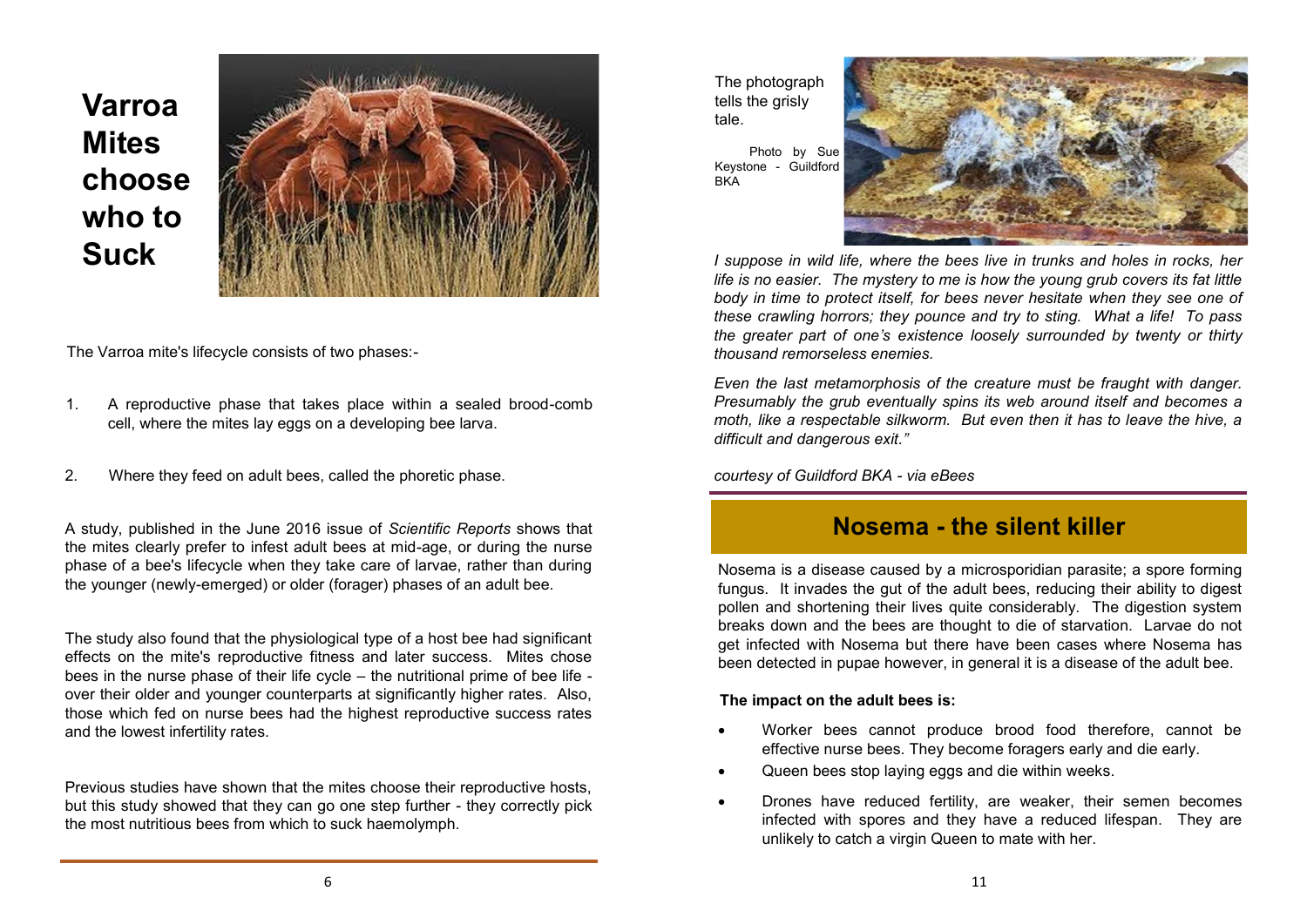# Varroa Mites choose who to Suck

The Varroa mite's lifecycle consists of two phases:-

1. A reproductive phase that takes place within a sealed brood-comb cell, where the mites lay eggs on a developing bee larva.

2. Where they feed on adult bees, called the phoretic phase.

A study, published in the June 2016 issue of *Scientific Reports* shows that the mites clearly prefer to infest adult bees at mid-age, or during the nurse phase of a bee's lifecycle when they take care of larvae, rather than during the younger (newly-emerged) or older (forager) phases of an adult bee.

The study also found that the physiological type of a host bee had significant effects on the mite's reproductive fitness and later success. Mites chose bees in the nurse phase of their life cycle – the nutritional prime of bee life - over their older and younger counterparts at significantly higher rates. Also, those which fed on nurse bees had the highest reproductive success rates and the lowest infertility rates.

Previous studies have shown that the mites choose their reproductive hosts, but this study showed that they can go one step further - they correctly pick the most nutritious bees from which to suck haemolymph.

The photograph tells the grisly tale.

Photo by Sue Keystone - Guildford BKA

*I suppose in wild life, where the bees live in trunks and holes in rocks, her life is no easier. The mystery to me is how the young grub covers its fat little body in time to protect itself, for bees never hesitate when they see one of these crawling horrors; they pounce and try to sting. What a life! To pass the greater part of one's existence loosely surrounded by twenty or thirty thousand remorseless enemies.*

*Even the last metamorphosis of the creature must be fraught with danger. Presumably the grub eventually spins its web around itself and becomes a moth, like a respectable silkworm. But even then it has to leave the hive, a difficult and dangerous exit."*

*courtesy of Guildford BKA - via eBees*

## Nosema - the silent killer

Nosema is a disease caused by a microsporidian parasite; a spore forming fungus. It invades the gut of the adult bees, reducing their ability to digest pollen and shortening their lives quite considerably. The digestion system breaks down and the bees are thought to die of starvation. Larvae do not get infected with Nosema but there have been cases where Nosema has been detected in pupae however, in general it is a disease of the adult bee.

**The impact on the adult bees is:**

- Worker bees cannot produce brood food therefore, cannot be effective nurse bees. They become foragers early and die early.
- Queen bees stop laying eggs and die within weeks.
- Drones have reduced fertility, are weaker, their semen becomes infected with spores and they have a reduced lifespan. They are unlikely to catch a virgin Queen to mate with her.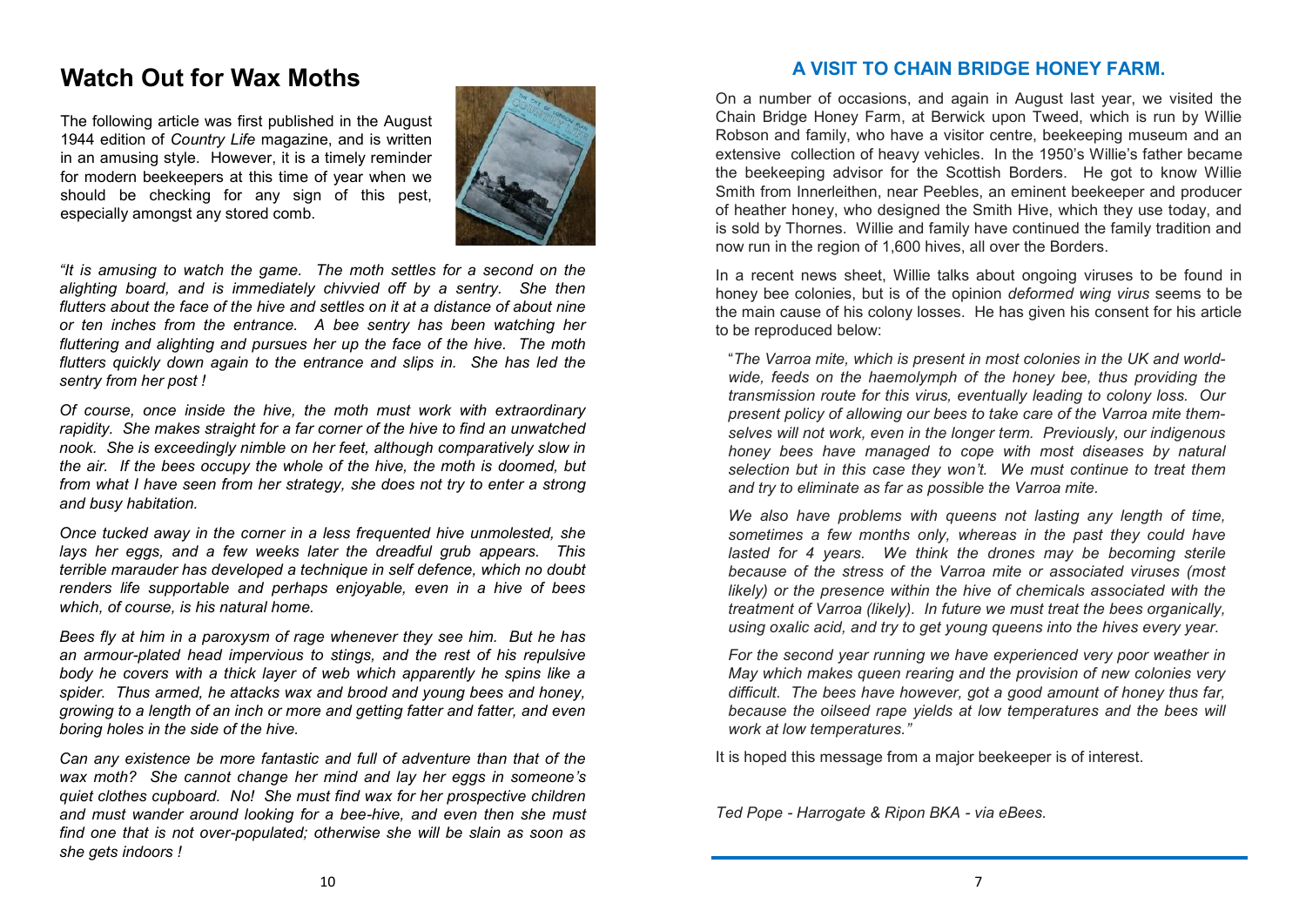# Watch Out for Wax Moths

The following article was first published in the August 1944 edition of *Country Life* magazine, and is written in an amusing style. However, it is a timely reminder for modern beekeepers at this time of year when we should be checking for any sign of this pest, especially amongst any stored comb.

*"It is amusing to watch the game. The moth settles for a second on the alighting board, and is immediately chivvied off by a sentry. She then flutters about the face of the hive and settles on it at a distance of about nine or ten inches from the entrance. A bee sentry has been watching her fluttering and alighting and pursues her up the face of the hive. The moth flutters quickly down again to the entrance and slips in. She has led the sentry from her post !*

*Of course, once inside the hive, the moth must work with extraordinary rapidity. She makes straight for a far corner of the hive to find an unwatched nook. She is exceedingly nimble on her feet, although comparatively slow in the air. If the bees occupy the whole of the hive, the moth is doomed, but from what I have seen from her strategy, she does not try to enter a strong and busy habitation.*

*Once tucked away in the corner in a less frequented hive unmolested, she lays her eggs, and a few weeks later the dreadful grub appears. This terrible marauder has developed a technique in self defence, which no doubt renders life supportable and perhaps enjoyable, even in a hive of bees which, of course, is his natural home.*

*Bees fly at him in a paroxysm of rage whenever they see him. But he has an armour-plated head impervious to stings, and the rest of his repulsive body he covers with a thick layer of web which apparently he spins like a spider. Thus armed, he attacks wax and brood and young bees and honey, growing to a length of an inch or more and getting fatter and fatter, and even boring holes in the side of the hive.*

*Can any existence be more fantastic and full of adventure than that of the wax moth? She cannot change her mind and lay her eggs in someone's quiet clothes cupboard. No! She must find wax for her prospective children and must wander around looking for a bee-hive, and even then she must find one that is not over-populated; otherwise she will be slain as soon as she gets indoors !*

## A VISIT TO CHAIN BRIDGE HONEY FARM.

On a number of occasions, and again in August last year, we visited the Chain Bridge Honey Farm, at Berwick upon Tweed, which is run by Willie Robson and family, who have a visitor centre, beekeeping museum and an extensive collection of heavy vehicles. In the 1950's Willie's father became the beekeeping advisor for the Scottish Borders. He got to know Willie Smith from Innerleithen, near Peebles, an eminent beekeeper and producer of heather honey, who designed the Smith Hive, which they use today, and is sold by Thornes. Willie and family have continued the family tradition and now run in the region of 1,600 hives, all over the Borders.

In a recent news sheet, Willie talks about ongoing viruses to be found in honey bee colonies, but is of the opinion *deformed wing virus* seems to be the main cause of his colony losses. He has given his consent for his article to be reproduced below:

"*The Varroa mite, which is present in most colonies in the UK and worldwide, feeds on the haemolymph of the honey bee, thus providing the transmission route for this virus, eventually leading to colony loss. Our present policy of allowing our bees to take care of the Varroa mite themselves will not work, even in the longer term. Previously, our indigenous honey bees have managed to cope with most diseases by natural selection but in this case they won't. We must continue to treat them and try to eliminate as far as possible the Varroa mite.*

*We also have problems with queens not lasting any length of time, sometimes a few months only, whereas in the past they could have lasted for 4 years. We think the drones may be becoming sterile because of the stress of the Varroa mite or associated viruses (most likely) or the presence within the hive of chemicals associated with the treatment of Varroa (likely). In future we must treat the bees organically, using oxalic acid, and try to get young queens into the hives every year.*

*For the second year running we have experienced very poor weather in May which makes queen rearing and the provision of new colonies very difficult. The bees have however, got a good amount of honey thus far, because the oilseed rape yields at low temperatures and the bees will work at low temperatures."*

It is hoped this message from a major beekeeper is of interest.

*Ted Pope - Harrogate & Ripon BKA - via eBees.*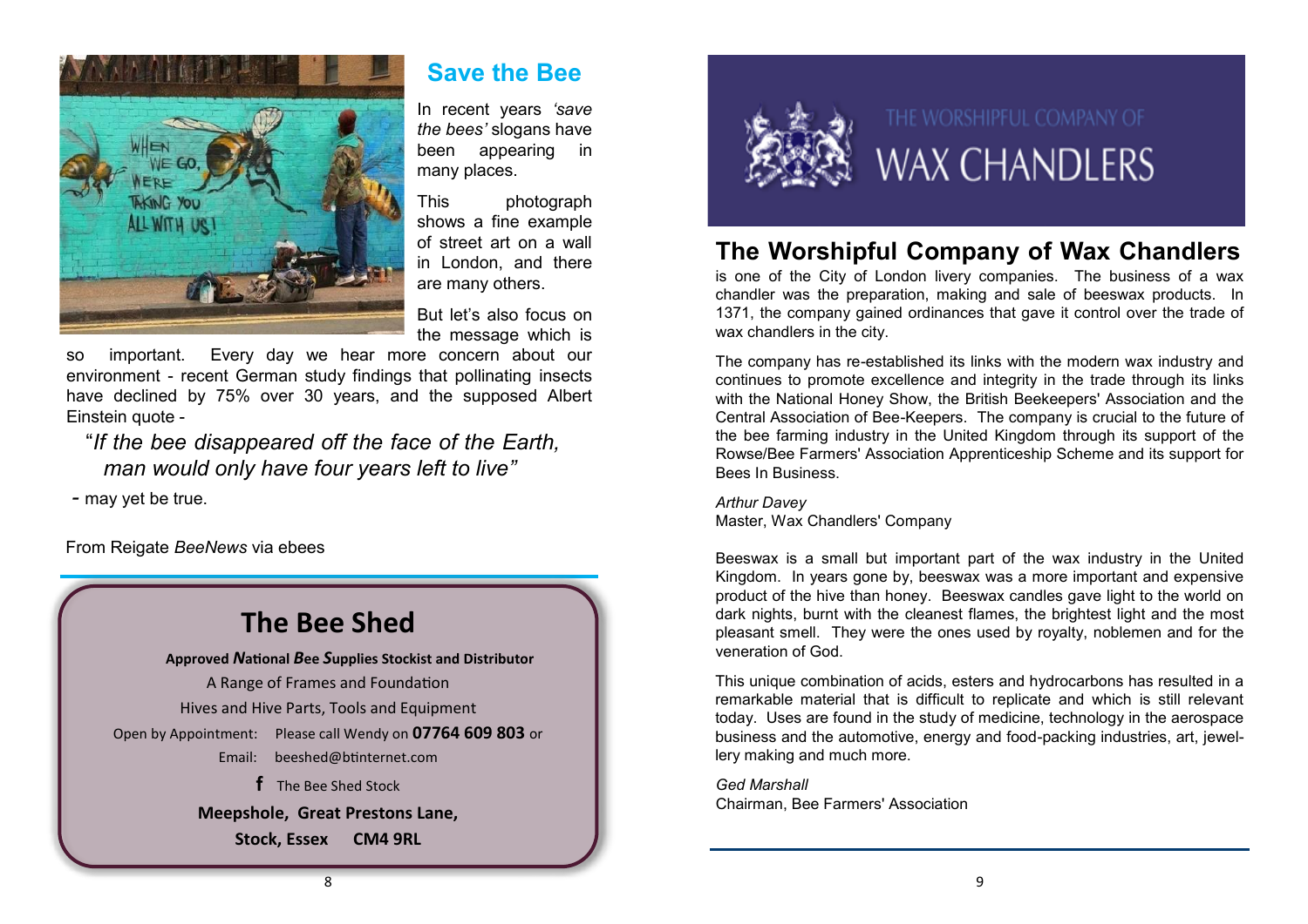## Save the Bee

In recent years *'save the bees'* slogans have been appearing in many places.

This photograph shows a fine example of street art on a wall in London, and there are many others.

But let's also focus on the message which is so important. Every day we hear more concern about our environment - recent German study findings that pollinating insects have declined by 75% over 30 years, and the supposed Albert Einstein quote -

"*If the bee disappeared off the face of the Earth, man would only have four years left to live"*

- may yet be true.

From Reigate *BeeNews* via ebees

## The Bee Shed

**Approved *N*ational *B*ee *S*upplies Stockist and Distributor**

A Range of Frames and Foundation

Hives and Hive Parts, Tools and Equipment

Open by Appointment: Please call Wendy on **07764 609 803** or

Email: beeshed@btinternet.com

**f** The Bee Shed Stock

**Meepshole, Great Prestons Lane,**

**Stock, Essex CM4 9RL**

THE WORSHIPFUL COMPANY OF WAX CHANDLERS

## The Worshipful Company of Wax Chandlers

is one of the City of London livery companies. The business of a wax chandler was the preparation, making and sale of beeswax products. In 1371, the company gained ordinances that gave it control over the trade of wax chandlers in the city.

The company has re-established its links with the modern wax industry and continues to promote excellence and integrity in the trade through its links with the National Honey Show, the British Beekeepers' Association and the Central Association of Bee-Keepers. The company is crucial to the future of the bee farming industry in the United Kingdom through its support of the Rowse/Bee Farmers' Association Apprenticeship Scheme and its support for Bees In Business.

*Arthur Davey*
Master, Wax Chandlers' Company

Beeswax is a small but important part of the wax industry in the United Kingdom. In years gone by, beeswax was a more important and expensive product of the hive than honey. Beeswax candles gave light to the world on dark nights, burnt with the cleanest flames, the brightest light and the most pleasant smell. They were the ones used by royalty, noblemen and for the veneration of God.

This unique combination of acids, esters and hydrocarbons has resulted in a remarkable material that is difficult to replicate and which is still relevant today. Uses are found in the study of medicine, technology in the aerospace business and the automotive, energy and food-packing industries, art, jewellery making and much more.

*Ged Marshall*
Chairman, Bee Farmers' Association